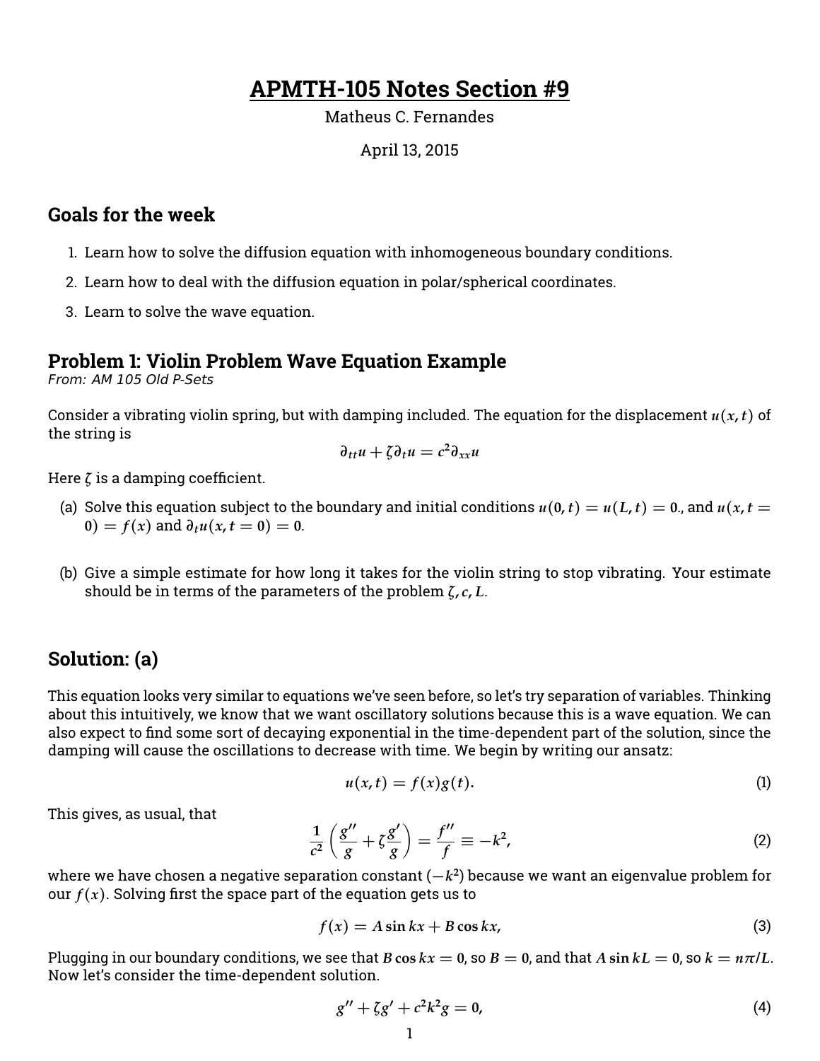# APMTH-105 Notes Section #9

Matheus C. Fernandes

April 13, 2015

## Goals for the week

1. Learn how to solve the diffusion equation with inhomogeneous boundary conditions.
2. Learn how to deal with the diffusion equation in polar/spherical coordinates.
3. Learn to solve the wave equation.

## Problem 1: Violin Problem Wave Equation Example

*From: AM 105 Old P-Sets*

Consider a vibrating violin spring, but with damping included. The equation for the displacement $u(x,t)$ of the string is

$$\partial_{tt}u + \zeta \partial_t u = c^2 \partial_{xx} u$$

Here $\zeta$ is a damping coefficient.

(a) Solve this equation subject to the boundary and initial conditions $u(0,t) = u(L,t) = 0.$, and $u(x, t = 0) = f(x)$ and $\partial_t u(x, t = 0) = 0$.

(b) Give a simple estimate for how long it takes for the violin string to stop vibrating. Your estimate should be in terms of the parameters of the problem $\zeta, c, L$.

## Solution: (a)

This equation looks very similar to equations we've seen before, so let's try separation of variables. Thinking about this intuitively, we know that we want oscillatory solutions because this is a wave equation. We can also expect to find some sort of decaying exponential in the time-dependent part of the solution, since the damping will cause the oscillations to decrease with time. We begin by writing our ansatz:

$$u(x,t) = f(x)g(t). \tag{1}$$

This gives, as usual, that

$$\frac{1}{c^2}\left(\frac{g''}{g} + \zeta\frac{g'}{g}\right) = \frac{f''}{f} \equiv -k^2, \tag{2}$$

where we have chosen a negative separation constant ($-k^2$) because we want an eigenvalue problem for our $f(x)$. Solving first the space part of the equation gets us to

$$f(x) = A\sin kx + B\cos kx, \tag{3}$$

Plugging in our boundary conditions, we see that $B\cos kx = 0$, so $B = 0$, and that $A\sin kL = 0$, so $k = n\pi/L$. Now let's consider the time-dependent solution.

$$g'' + \zeta g' + c^2k^2 g = 0, \tag{4}$$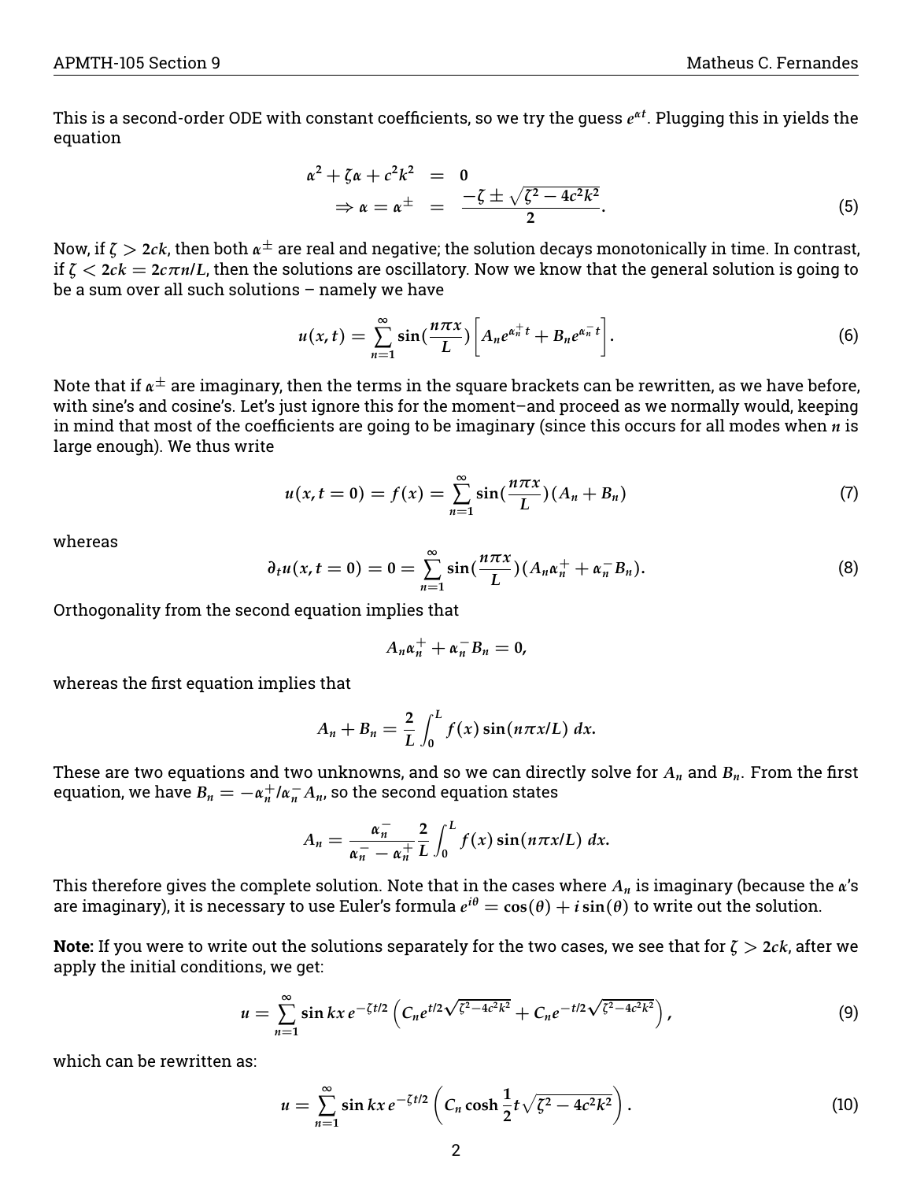This is a second-order ODE with constant coefficients, so we try the guess $e^{\alpha t}$. Plugging this in yields the equation

$$
\begin{aligned}
\alpha^2 + \zeta\alpha + c^2k^2 &= 0 \\
\Rightarrow \alpha = \alpha^{\pm} &= \frac{-\zeta \pm \sqrt{\zeta^2 - 4c^2k^2}}{2}.
\end{aligned} \tag{5}
$$

Now, if $\zeta > 2ck$, then both $\alpha^{\pm}$ are real and negative; the solution decays monotonically in time. In contrast, if $\zeta < 2ck = 2c\pi n/L$, then the solutions are oscillatory. Now we know that the general solution is going to be a sum over all such solutions – namely we have

$$
u(x,t) = \sum_{n=1}^{\infty} \sin(\frac{n\pi x}{L}) \left[ A_n e^{\alpha_n^+ t} + B_n e^{\alpha_n^- t} \right]. \tag{6}
$$

Note that if $\alpha^{\pm}$ are imaginary, then the terms in the square brackets can be rewritten, as we have before, with sine's and cosine's. Let's just ignore this for the moment–and proceed as we normally would, keeping in mind that most of the coefficients are going to be imaginary (since this occurs for all modes when $n$ is large enough). We thus write

$$
u(x,t=0) = f(x) = \sum_{n=1}^{\infty} \sin(\frac{n\pi x}{L})(A_n + B_n) \tag{7}
$$

whereas

$$
\partial_t u(x,t=0) = 0 = \sum_{n=1}^{\infty} \sin(\frac{n\pi x}{L})(A_n\alpha_n^+ + \alpha_n^- B_n). \tag{8}
$$

Orthogonality from the second equation implies that

$$
A_n\alpha_n^+ + \alpha_n^- B_n = 0,
$$

whereas the first equation implies that

$$
A_n + B_n = \frac{2}{L}\int_0^L f(x)\sin(n\pi x/L)\,dx.
$$

These are two equations and two unknowns, and so we can directly solve for $A_n$ and $B_n$. From the first equation, we have $B_n = -\alpha_n^+/\alpha_n^- A_n$, so the second equation states

$$
A_n = \frac{\alpha_n^-}{\alpha_n^- - \alpha_n^+}\frac{2}{L}\int_0^L f(x)\sin(n\pi x/L)\,dx.
$$

This therefore gives the complete solution. Note that in the cases where $A_n$ is imaginary (because the $\alpha$'s are imaginary), it is necessary to use Euler's formula $e^{i\theta} = \cos(\theta) + i\sin(\theta)$ to write out the solution.

**Note:** If you were to write out the solutions separately for the two cases, we see that for $\zeta > 2ck$, after we apply the initial conditions, we get:

$$
u = \sum_{n=1}^{\infty} \sin kx\, e^{-\zeta t/2}\left( C_n e^{t/2\sqrt{\zeta^2 - 4c^2k^2}} + C_n e^{-t/2\sqrt{\zeta^2 - 4c^2k^2}} \right), \tag{9}
$$

which can be rewritten as:

$$
u = \sum_{n=1}^{\infty} \sin kx\, e^{-\zeta t/2}\left( C_n \cosh \frac{1}{2}t\sqrt{\zeta^2 - 4c^2k^2} \right). \tag{10}
$$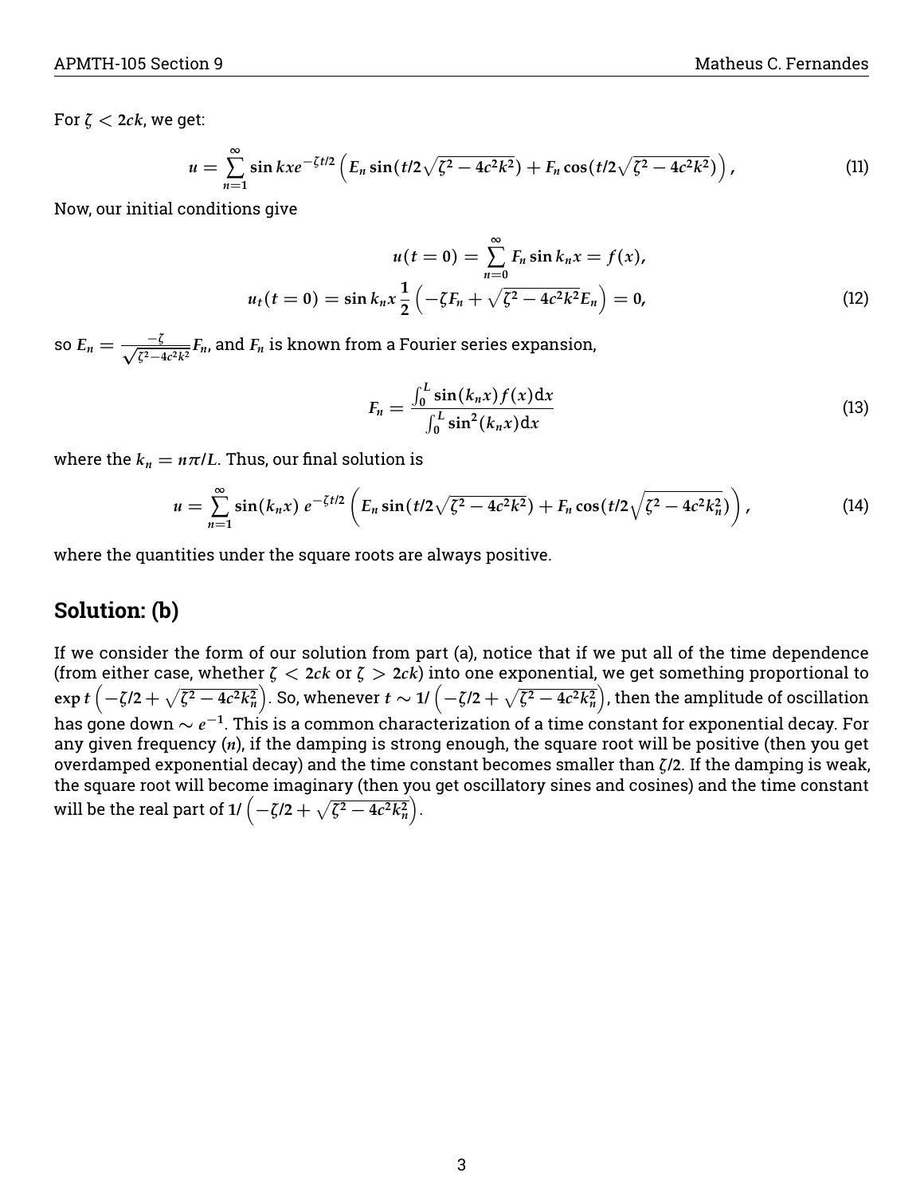For $\zeta < 2ck$, we get:

$$u = \sum_{n=1}^{\infty} \sin kx e^{-\zeta t/2} \left( E_n \sin(t/2\sqrt{\zeta^2 - 4c^2k^2}) + F_n \cos(t/2\sqrt{\zeta^2 - 4c^2k^2}) \right), \tag{11}$$

Now, our initial conditions give

$$u(t=0) = \sum_{n=0}^{\infty} F_n \sin k_n x = f(x),$$
$$u_t(t=0) = \sin k_n x \frac{1}{2} \left( -\zeta F_n + \sqrt{\zeta^2 - 4c^2k^2} E_n \right) = 0, \tag{12}$$

so $E_n = \frac{-\zeta}{\sqrt{\zeta^2 - 4c^2k^2}} F_n$, and $F_n$ is known from a Fourier series expansion,

$$F_n = \frac{\int_0^L \sin(k_n x) f(x) \mathrm{d}x}{\int_0^L \sin^2(k_n x) \mathrm{d}x} \tag{13}$$

where the $k_n = n\pi/L$. Thus, our final solution is

$$u = \sum_{n=1}^{\infty} \sin(k_n x)\, e^{-\zeta t/2} \left( E_n \sin(t/2\sqrt{\zeta^2 - 4c^2k^2}) + F_n \cos(t/2\sqrt{\zeta^2 - 4c^2k_n^2}) \right), \tag{14}$$

where the quantities under the square roots are always positive.

## Solution: (b)

If we consider the form of our solution from part (a), notice that if we put all of the time dependence (from either case, whether $\zeta < 2ck$ or $\zeta > 2ck$) into one exponential, we get something proportional to $\exp t\left(-\zeta/2 + \sqrt{\zeta^2 - 4c^2k_n^2}\right)$. So, whenever $t \sim 1/\left(-\zeta/2 + \sqrt{\zeta^2 - 4c^2k_n^2}\right)$, then the amplitude of oscillation has gone down $\sim e^{-1}$. This is a common characterization of a time constant for exponential decay. For any given frequency ($n$), if the damping is strong enough, the square root will be positive (then you get overdamped exponential decay) and the time constant becomes smaller than $\zeta/2$. If the damping is weak, the square root will become imaginary (then you get oscillatory sines and cosines) and the time constant will be the real part of $1/\left(-\zeta/2 + \sqrt{\zeta^2 - 4c^2k_n^2}\right)$.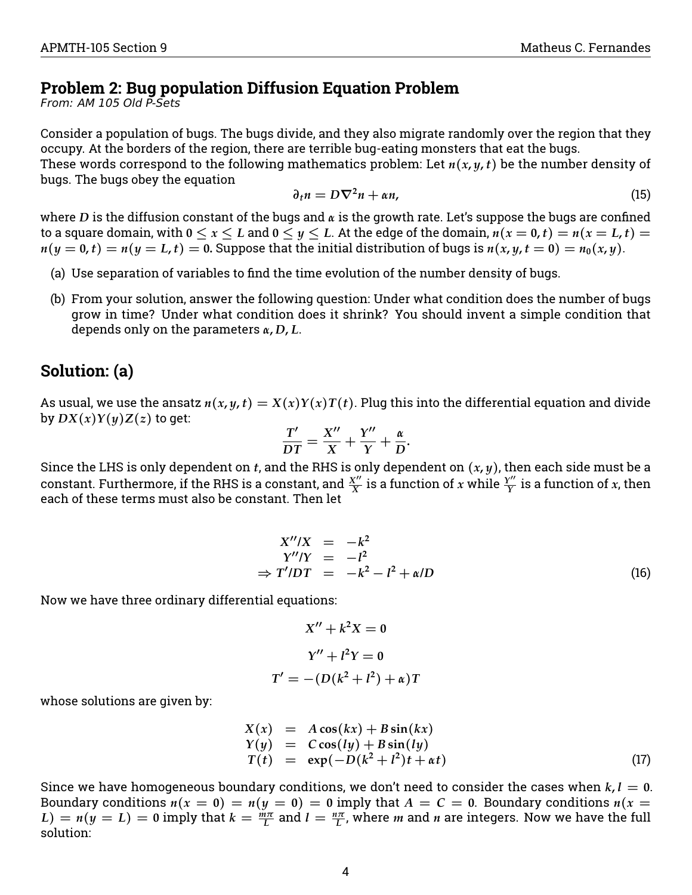## Problem 2: Bug population Diffusion Equation Problem

*From: AM 105 Old P-Sets*

Consider a population of bugs. The bugs divide, and they also migrate randomly over the region that they occupy. At the borders of the region, there are terrible bug-eating monsters that eat the bugs.
These words correspond to the following mathematics problem: Let $n(x, y, t)$ be the number density of bugs. The bugs obey the equation

$$\partial_t n = D\nabla^2 n + \alpha n, \tag{15}$$

where $D$ is the diffusion constant of the bugs and $\alpha$ is the growth rate. Let's suppose the bugs are confined to a square domain, with $0 \leq x \leq L$ and $0 \leq y \leq L$. At the edge of the domain, $n(x = 0, t) = n(x = L, t) = n(y = 0, t) = n(y = L, t) = 0$. Suppose that the initial distribution of bugs is $n(x, y, t = 0) = n_0(x, y)$.

(a) Use separation of variables to find the time evolution of the number density of bugs.

(b) From your solution, answer the following question: Under what condition does the number of bugs grow in time? Under what condition does it shrink? You should invent a simple condition that depends only on the parameters $\alpha, D, L$.

## Solution: (a)

As usual, we use the ansatz $n(x, y, t) = X(x)Y(x)T(t)$. Plug this into the differential equation and divide by $DX(x)Y(y)Z(z)$ to get:

$$\frac{T'}{DT} = \frac{X''}{X} + \frac{Y''}{Y} + \frac{\alpha}{D}.$$

Since the LHS is only dependent on $t$, and the RHS is only dependent on $(x, y)$, then each side must be a constant. Furthermore, if the RHS is a constant, and $\frac{X''}{X}$ is a function of $x$ while $\frac{Y''}{Y}$ is a function of $x$, then each of these terms must also be constant. Then let

$$\begin{aligned} X''/X &= -k^2 \\ Y''/Y &= -l^2 \\ \Rightarrow T'/DT &= -k^2 - l^2 + \alpha/D \end{aligned} \tag{16}$$

Now we have three ordinary differential equations:

$$X'' + k^2 X = 0$$

$$Y'' + l^2 Y = 0$$

$$T' = -(D(k^2 + l^2) + \alpha)T$$

whose solutions are given by:

$$\begin{aligned} X(x) &= A\cos(kx) + B\sin(kx) \\ Y(y) &= C\cos(ly) + B\sin(ly) \\ T(t) &= \exp(-D(k^2 + l^2)t + \alpha t) \end{aligned} \tag{17}$$

Since we have homogeneous boundary conditions, we don't need to consider the cases when $k, l = 0$. Boundary conditions $n(x = 0) = n(y = 0) = 0$ imply that $A = C = 0$. Boundary conditions $n(x = L) = n(y = L) = 0$ imply that $k = \frac{m\pi}{L}$ and $l = \frac{n\pi}{L}$, where $m$ and $n$ are integers. Now we have the full solution: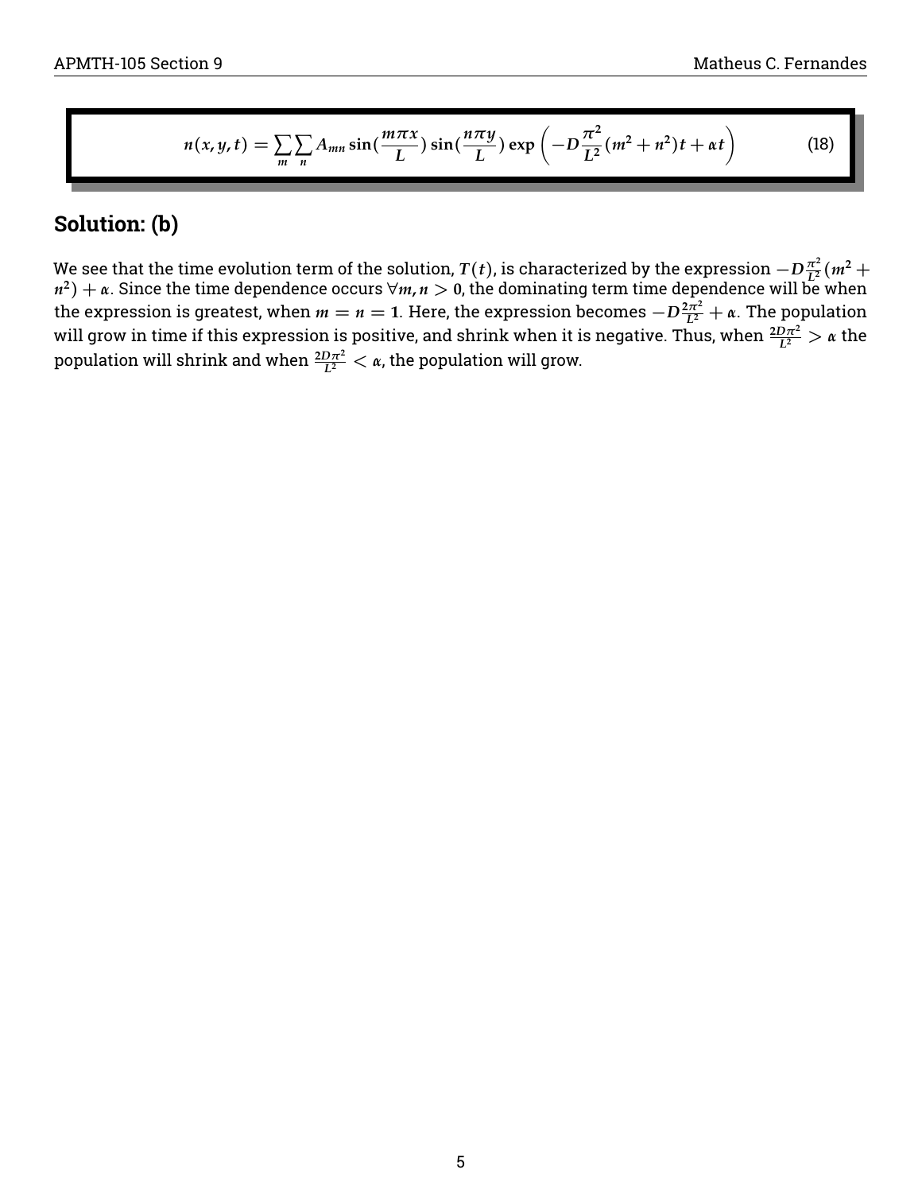$$n(x,y,t) = \sum_m \sum_n A_{mn} \sin(\frac{m\pi x}{L}) \sin(\frac{n\pi y}{L}) \exp\left(-D\frac{\pi^2}{L^2}(m^2+n^2)t + \alpha t\right) \tag{18}$$

## Solution: (b)

We see that the time evolution term of the solution, $T(t)$, is characterized by the expression $-D\frac{\pi^2}{L^2}(m^2 + n^2) + \alpha$. Since the time dependence occurs $\forall m, n > 0$, the dominating term time dependence will be when the expression is greatest, when $m = n = 1$. Here, the expression becomes $-D\frac{2\pi^2}{L^2} + \alpha$. The population will grow in time if this expression is positive, and shrink when it is negative. Thus, when $\frac{2D\pi^2}{L^2} > \alpha$ the population will shrink and when $\frac{2D\pi^2}{L^2} < \alpha$, the population will grow.